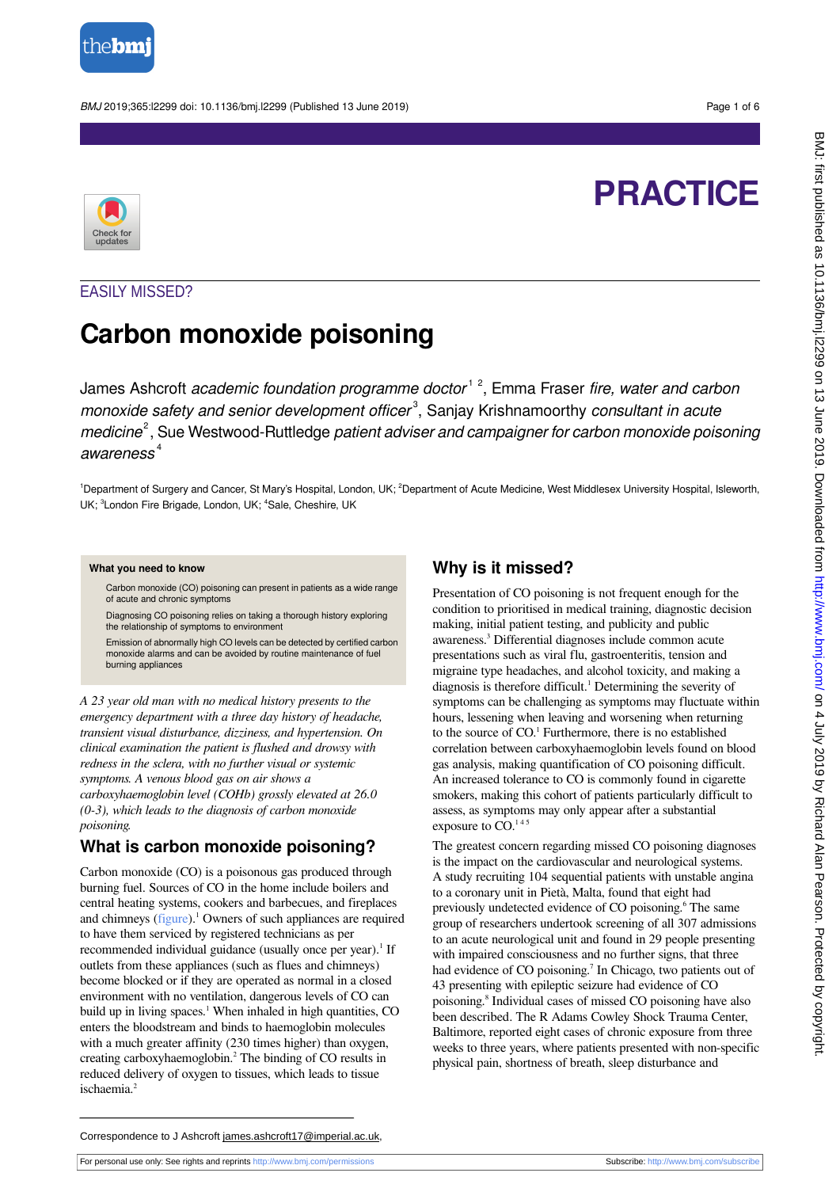PRACTICE

EASILY MISSED?

# Carbon monoxide poisoning

James Ashcroft *academic foundation programme doctor*[1,2], Emma Fraser *fire, water and carbon monoxide safety and senior development officer*[3], Sanjay Krishnamoorthy *consultant in acute medicine*[2], Sue Westwood-Ruttledge *patient adviser and campaigner for carbon monoxide poisoning awareness*[4]

[1]Department of Surgery and Cancer, St Mary's Hospital, London, UK; [2]Department of Acute Medicine, West Middlesex University Hospital, Isleworth, UK; [3]London Fire Brigade, London, UK; [4]Sale, Cheshire, UK

**What you need to know**

- Carbon monoxide (CO) poisoning can present in patients as a wide range of acute and chronic symptoms
- Diagnosing CO poisoning relies on taking a thorough history exploring the relationship of symptoms to environment
- Emission of abnormally high CO levels can be detected by certified carbon monoxide alarms and can be avoided by routine maintenance of fuel burning appliances

*A 23 year old man with no medical history presents to the emergency department with a three day history of headache, transient visual disturbance, dizziness, and hypertension. On clinical examination the patient is flushed and drowsy with redness in the sclera, with no further visual or systemic symptoms. A venous blood gas on air shows a carboxyhaemoglobin level (COHb) grossly elevated at 26.0 (0-3), which leads to the diagnosis of carbon monoxide poisoning.*

## What is carbon monoxide poisoning?

Carbon monoxide (CO) is a poisonous gas produced through burning fuel. Sources of CO in the home include boilers and central heating systems, cookers and barbecues, and fireplaces and chimneys (figure).[1] Owners of such appliances are required to have them serviced by registered technicians as per recommended individual guidance (usually once per year).[1] If outlets from these appliances (such as flues and chimneys) become blocked or if they are operated as normal in a closed environment with no ventilation, dangerous levels of CO can build up in living spaces.[1] When inhaled in high quantities, CO enters the bloodstream and binds to haemoglobin molecules with a much greater affinity (230 times higher) than oxygen, creating carboxyhaemoglobin.[2] The binding of CO results in reduced delivery of oxygen to tissues, which leads to tissue ischaemia.[2]

## Why is it missed?

Presentation of CO poisoning is not frequent enough for the condition to prioritised in medical training, diagnostic decision making, initial patient testing, and publicity and public awareness.[3] Differential diagnoses include common acute presentations such as viral flu, gastroenteritis, tension and migraine type headaches, and alcohol toxicity, and making a diagnosis is therefore difficult.[1] Determining the severity of symptoms can be challenging as symptoms may fluctuate within hours, lessening when leaving and worsening when returning to the source of CO.[1] Furthermore, there is no established correlation between carboxyhaemoglobin levels found on blood gas analysis, making quantification of CO poisoning difficult. An increased tolerance to CO is commonly found in cigarette smokers, making this cohort of patients particularly difficult to assess, as symptoms may only appear after a substantial exposure to CO.[1,4,5]

The greatest concern regarding missed CO poisoning diagnoses is the impact on the cardiovascular and neurological systems. A study recruiting 104 sequential patients with unstable angina to a coronary unit in Pietà, Malta, found that eight had previously undetected evidence of CO poisoning.[6] The same group of researchers undertook screening of all 307 admissions to an acute neurological unit and found in 29 people presenting with impaired consciousness and no further signs, that three had evidence of CO poisoning.[7] In Chicago, two patients out of 43 presenting with epileptic seizure had evidence of CO poisoning.[8] Individual cases of missed CO poisoning have also been described. The R Adams Cowley Shock Trauma Center, Baltimore, reported eight cases of chronic exposure from three weeks to three years, where patients presented with non-specific physical pain, shortness of breath, sleep disturbance and

Correspondence to J Ashcroft james.ashcroft17@imperial.ac.uk,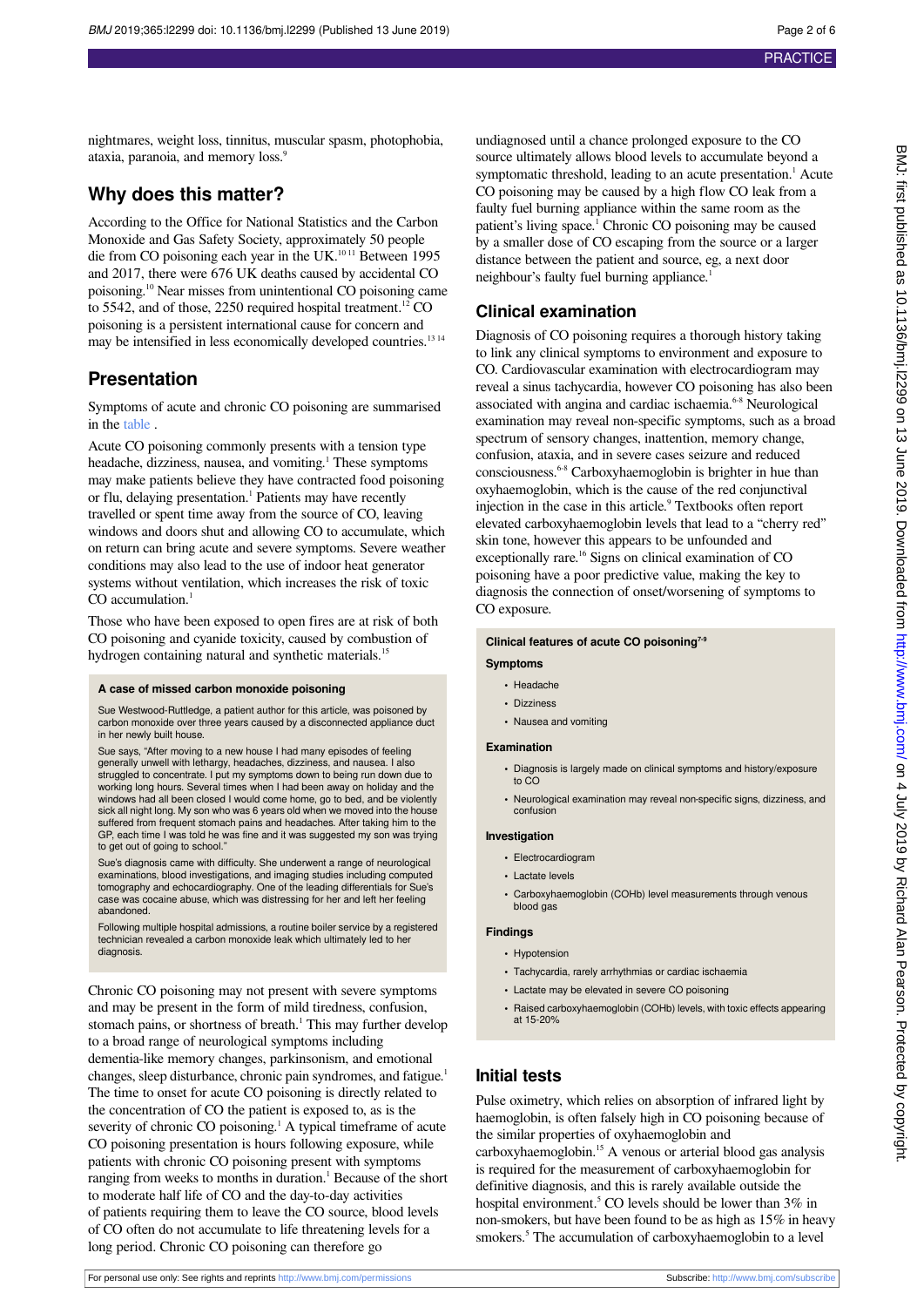nightmares, weight loss, tinnitus, muscular spasm, photophobia, ataxia, paranoia, and memory loss.[9]

## Why does this matter?

According to the Office for National Statistics and the Carbon Monoxide and Gas Safety Society, approximately 50 people die from CO poisoning each year in the UK.[10,11] Between 1995 and 2017, there were 676 UK deaths caused by accidental CO poisoning.[10] Near misses from unintentional CO poisoning came to 5542, and of those, 2250 required hospital treatment.[12] CO poisoning is a persistent international cause for concern and may be intensified in less economically developed countries.[13,14]

## Presentation

Symptoms of acute and chronic CO poisoning are summarised in the table .

Acute CO poisoning commonly presents with a tension type headache, dizziness, nausea, and vomiting.[1] These symptoms may make patients believe they have contracted food poisoning or flu, delaying presentation.[1] Patients may have recently travelled or spent time away from the source of CO, leaving windows and doors shut and allowing CO to accumulate, which on return can bring acute and severe symptoms. Severe weather conditions may also lead to the use of indoor heat generator systems without ventilation, which increases the risk of toxic CO accumulation.[1]

Those who have been exposed to open fires are at risk of both CO poisoning and cyanide toxicity, caused by combustion of hydrogen containing natural and synthetic materials.[15]

> **A case of missed carbon monoxide poisoning**
>
> Sue Westwood-Ruttledge, a patient author for this article, was poisoned by carbon monoxide over three years caused by a disconnected appliance duct in her newly built house.
>
> Sue says, "After moving to a new house I had many episodes of feeling generally unwell with lethargy, headaches, dizziness, and nausea. I also struggled to concentrate. I put my symptoms down to being run down due to working long hours. Several times when I had been away on holiday and the windows had all been closed I would come home, go to bed, and be violently sick all night long. My son who was 6 years old when we moved into the house suffered from frequent stomach pains and headaches. After taking him to the GP, each time I was told he was fine and it was suggested my son was trying to get out of going to school."
>
> Sue's diagnosis came with difficulty. She underwent a range of neurological examinations, blood investigations, and imaging studies including computed tomography and echocardiography. One of the leading differentials for Sue's case was cocaine abuse, which was distressing for her and left her feeling abandoned.
>
> Following multiple hospital admissions, a routine boiler service by a registered technician revealed a carbon monoxide leak which ultimately led to her diagnosis.

Chronic CO poisoning may not present with severe symptoms and may be present in the form of mild tiredness, confusion, stomach pains, or shortness of breath.[1] This may further develop to a broad range of neurological symptoms including dementia-like memory changes, parkinsonism, and emotional changes, sleep disturbance, chronic pain syndromes, and fatigue.[1] The time to onset for acute CO poisoning is directly related to the concentration of CO the patient is exposed to, as is the severity of chronic CO poisoning.[1] A typical timeframe of acute CO poisoning presentation is hours following exposure, while patients with chronic CO poisoning present with symptoms ranging from weeks to months in duration.[1] Because of the short to moderate half life of CO and the day-to-day activities of patients requiring them to leave the CO source, blood levels of CO often do not accumulate to life threatening levels for a long period. Chronic CO poisoning can therefore go undiagnosed until a chance prolonged exposure to the CO source ultimately allows blood levels to accumulate beyond a symptomatic threshold, leading to an acute presentation.[1] Acute CO poisoning may be caused by a high flow CO leak from a faulty fuel burning appliance within the same room as the patient's living space.[1] Chronic CO poisoning may be caused by a smaller dose of CO escaping from the source or a larger distance between the patient and source, eg, a next door neighbour's faulty fuel burning appliance.[1]

## Clinical examination

Diagnosis of CO poisoning requires a thorough history taking to link any clinical symptoms to environment and exposure to CO. Cardiovascular examination with electrocardiogram may reveal a sinus tachycardia, however CO poisoning has also been associated with angina and cardiac ischaemia.[6-8] Neurological examination may reveal non-specific symptoms, such as a broad spectrum of sensory changes, inattention, memory change, confusion, ataxia, and in severe cases seizure and reduced consciousness.[6-8] Carboxyhaemoglobin is brighter in hue than oxyhaemoglobin, which is the cause of the red conjunctival injection in the case in this article.[9] Textbooks often report elevated carboxyhaemoglobin levels that lead to a "cherry red" skin tone, however this appears to be unfounded and exceptionally rare.[16] Signs on clinical examination of CO poisoning have a poor predictive value, making the key to diagnosis the connection of onset/worsening of symptoms to CO exposure.

> **Clinical features of acute CO poisoning[7-9]**
>
> **Symptoms**
>
> - Headache
> - Dizziness
> - Nausea and vomiting
>
> **Examination**
>
> - Diagnosis is largely made on clinical symptoms and history/exposure to CO
> - Neurological examination may reveal non-specific signs, dizziness, and confusion
>
> **Investigation**
>
> - Electrocardiogram
> - Lactate levels
> - Carboxyhaemoglobin (COHb) level measurements through venous blood gas
>
> **Findings**
>
> - Hypotension
> - Tachycardia, rarely arrhythmias or cardiac ischaemia
> - Lactate may be elevated in severe CO poisoning
> - Raised carboxyhaemoglobin (COHb) levels, with toxic effects appearing at 15-20%

## Initial tests

Pulse oximetry, which relies on absorption of infrared light by haemoglobin, is often falsely high in CO poisoning because of the similar properties of oxyhaemoglobin and carboxyhaemoglobin.[15] A venous or arterial blood gas analysis is required for the measurement of carboxyhaemoglobin for definitive diagnosis, and this is rarely available outside the hospital environment.[5] CO levels should be lower than 3% in non-smokers, but have been found to be as high as 15% in heavy smokers.[5] The accumulation of carboxyhaemoglobin to a level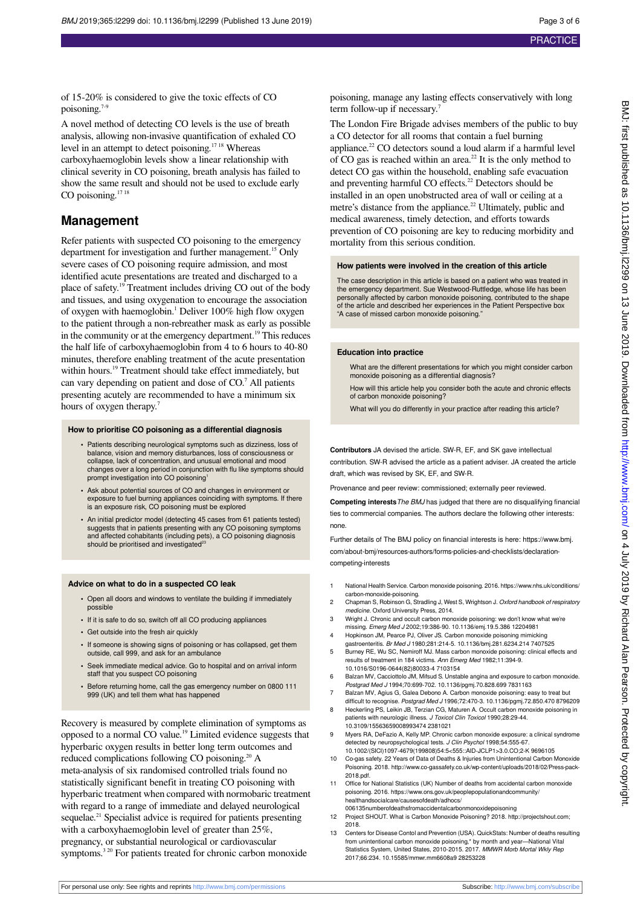of 15-20% is considered to give the toxic effects of CO poisoning.[7-9]

A novel method of detecting CO levels is the use of breath analysis, allowing non-invasive quantification of exhaled CO level in an attempt to detect poisoning.[17,18] Whereas carboxyhaemoglobin levels show a linear relationship with clinical severity in CO poisoning, breath analysis has failed to show the same result and should not be used to exclude early CO poisoning.[17,18]

## Management

Refer patients with suspected CO poisoning to the emergency department for investigation and further management.[15] Only severe cases of CO poisoning require admission, and most identified acute presentations are treated and discharged to a place of safety.[19] Treatment includes driving CO out of the body and tissues, and using oxygenation to encourage the association of oxygen with haemoglobin.[1] Deliver 100% high flow oxygen to the patient through a non-rebreather mask as early as possible in the community or at the emergency department.[19] This reduces the half life of carboxyhaemoglobin from 4 to 6 hours to 40-80 minutes, therefore enabling treatment of the acute presentation within hours.[19] Treatment should take effect immediately, but can vary depending on patient and dose of CO.[7] All patients presenting acutely are recommended to have a minimum six hours of oxygen therapy.[7]

### How to prioritise CO poisoning as a differential diagnosis

- Patients describing neurological symptoms such as dizziness, loss of balance, vision and memory disturbances, loss of consciousness or collapse, lack of concentration, and unusual emotional and mood changes over a long period in conjunction with flu like symptoms should prompt investigation into CO poisoning[1]
- Ask about potential sources of CO and changes in environment or exposure to fuel burning appliances coinciding with symptoms. If there is an exposure risk, CO poisoning must be explored
- An initial predictor model (detecting 45 cases from 61 patients tested) suggests that in patients presenting with any CO poisoning symptoms and affected cohabitants (including pets), a CO poisoning diagnosis should be prioritised and investigated[23]

### Advice on what to do in a suspected CO leak

- Open all doors and windows to ventilate the building if immediately possible
- If it is safe to do so, switch off all CO producing appliances
- Get outside into the fresh air quickly
- If someone is showing signs of poisoning or has collapsed, get them outside, call 999, and ask for an ambulance
- Seek immediate medical advice. Go to hospital and on arrival inform staff that you suspect CO poisoning
- Before returning home, call the gas emergency number on 0800 111 999 (UK) and tell them what has happened

Recovery is measured by complete elimination of symptoms as opposed to a normal CO value.[19] Limited evidence suggests that hyperbaric oxygen results in better long term outcomes and reduced complications following CO poisoning.[20] A meta-analysis of six randomised controlled trials found no statistically significant benefit in treating CO poisoning with hyperbaric treatment when compared with normobaric treatment with regard to a range of immediate and delayed neurological sequelae.[21] Specialist advice is required for patients presenting with a carboxyhaemoglobin level of greater than 25%, pregnancy, or substantial neurological or cardiovascular symptoms.[3,20] For patients treated for chronic carbon monoxide poisoning, manage any lasting effects conservatively with long term follow-up if necessary.[7]

The London Fire Brigade advises members of the public to buy a CO detector for all rooms that contain a fuel burning appliance.[22] CO detectors sound a loud alarm if a harmful level of CO gas is reached within an area.[22] It is the only method to detect CO gas within the household, enabling safe evacuation and preventing harmful CO effects.[22] Detectors should be installed in an open unobstructed area of wall or ceiling at a metre's distance from the appliance.[22] Ultimately, public and medical awareness, timely detection, and efforts towards prevention of CO poisoning are key to reducing morbidity and mortality from this serious condition.

### How patients were involved in the creation of this article

The case description in this article is based on a patient who was treated in the emergency department. Sue Westwood-Ruttledge, whose life has been personally affected by carbon monoxide poisoning, contributed to the shape of the article and described her experiences in the Patient Perspective box "A case of missed carbon monoxide poisoning."

### Education into practice

- What are the different presentations for which you might consider carbon monoxide poisoning as a differential diagnosis?
- How will this article help you consider both the acute and chronic effects of carbon monoxide poisoning?
- What will you do differently in your practice after reading this article?

**Contributors** JA devised the article. SW-R, EF, and SK gave intellectual contribution. SW-R advised the article as a patient adviser. JA created the article draft, which was revised by SK, EF, and SW-R.

Provenance and peer review: commissioned; externally peer reviewed.

**Competing interests** *The BMJ* has judged that there are no disqualifying financial ties to commercial companies. The authors declare the following other interests: none.

Further details of The BMJ policy on financial interests is here: https://www.bmj.com/about-bmj/resources-authors/forms-policies-and-checklists/declaration-competing-interests

1. National Health Service. Carbon monoxide poisoning. 2016. https://www.nhs.uk/conditions/carbon-monoxide-poisoning.
2. Chapman S, Robinson G, Stradling J, West S, Wrightson J. *Oxford handbook of respiratory medicine*. Oxford University Press, 2014.
3. Wright J. Chronic and occult carbon monoxide poisoning: we don't know what we're missing. *Emerg Med J* 2002;19:386-90. 10.1136/emj.19.5.386 12204981
4. Hopkinson JM, Pearce PJ, Oliver JS. Carbon monoxide poisoning mimicking gastroenteritis. *Br Med J* 1980;281:214-5. 10.1136/bmj.281.6234.214 7407525
5. Burney RE, Wu SC, Nemiroff MJ. Mass carbon monoxide poisoning: clinical effects and results of treatment in 184 victims. *Ann Emerg Med* 1982;11:394-9. 10.1016/S0196-0644(82)80033-4 7103154
6. Balzan MV, Cacciottolo JM, Mifsud S. Unstable angina and exposure to carbon monoxide. *Postgrad Med J* 1994;70:699-702. 10.1136/pgmj.70.828.699 7831163
7. Balzan MV, Agius G, Galea Debono A. Carbon monoxide poisoning: easy to treat but difficult to recognise. *Postgrad Med J* 1996;72:470-3. 10.1136/pgmj.72.850.470 8796209
8. Heckerling PS, Leikin JB, Terzian CG, Maturen A. Occult carbon monoxide poisoning in patients with neurologic illness. *J Toxicol Clin Toxicol* 1990;28:29-44. 10.3109/15563659008993474 2381021
9. Myers RA, DeFazio A, Kelly MP. Chronic carbon monoxide exposure: a clinical syndrome detected by neuropsychological tests. *J Clin Psychol* 1998;54:555-67. 10.1002/(SICI)1097-4679(199808)54:5<555::AID-JCLP1>3.0.CO;2-K 9696105
10. Co-gas safety. 22 Years of Data of Deaths & Injuries from Unintentional Carbon Monoxide Poisoning. 2018. http://www.co-gassafety.co.uk/wp-content/uploads/2018/02/Press-pack-2018.pdf.
11. Office for National Statistics (UK) Number of deaths from accidental carbon monoxide poisoning. 2016. https://www.ons.gov.uk/peoplepopulationandcommunity/healthandsocialcare/causesofdeath/adhocs/006135numberofdeathsfromaccidentalcarbonmonoxidepoisoning
12. Project SHOUT. What is Carbon Monoxide Poisoning? 2018. http://projectshout.com; 2018.
13. Centers for Disease Contol and Prevention (USA). QuickStats: Number of deaths resulting from unintentional carbon monoxide poisoning,* by month and year—National Vital Statistics System, United States, 2010-2015. 2017. *MMWR Morb Mortal Wkly Rep* 2017;66:234. 10.15585/mmwr.mm6608a9 28253228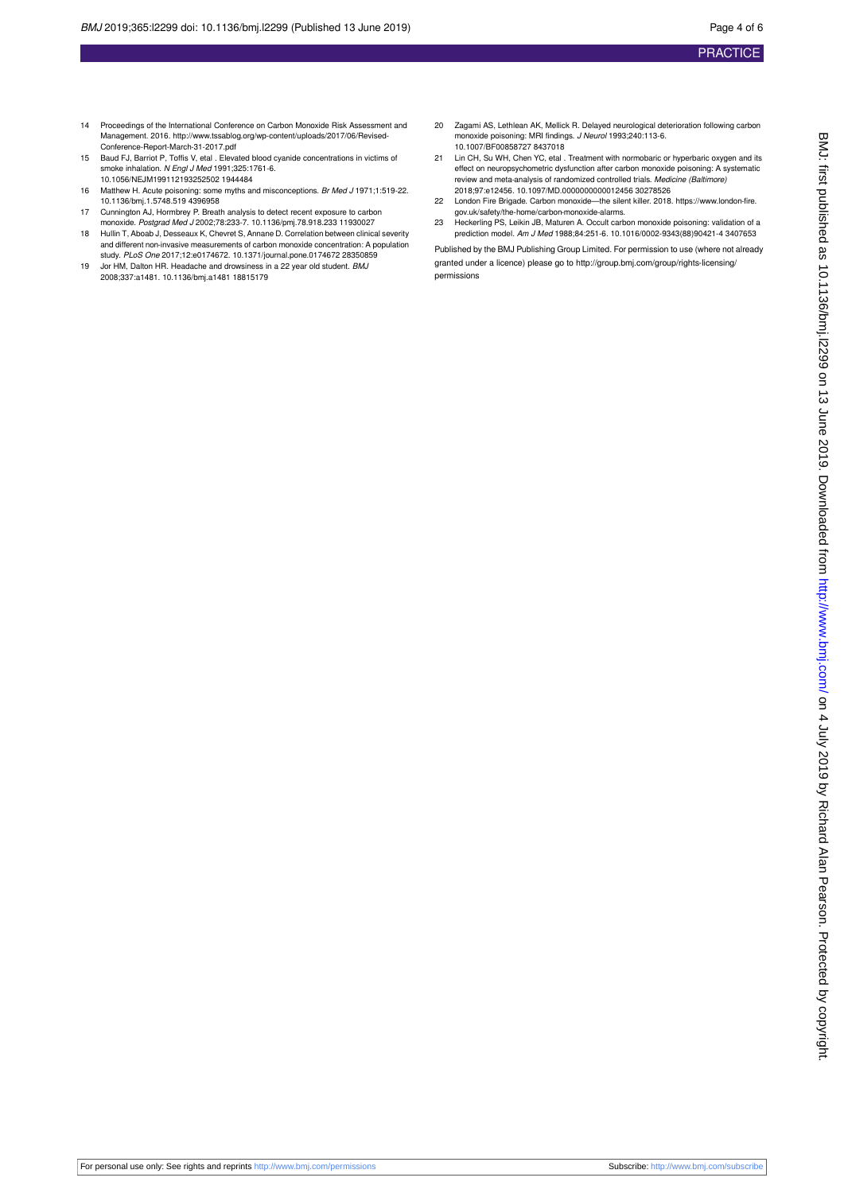14 Proceedings of the International Conference on Carbon Monoxide Risk Assessment and Management. 2016. http://www.tssablog.org/wp-content/uploads/2017/06/Revised-Conference-Report-March-31-2017.pdf

15 Baud FJ, Barriot P, Toffis V, etal . Elevated blood cyanide concentrations in victims of smoke inhalation. *N Engl J Med* 1991;325:1761-6. 10.1056/NEJM199112193252502 1944484

16 Matthew H. Acute poisoning: some myths and misconceptions. *Br Med J* 1971;1:519-22. 10.1136/bmj.1.5748.519 4396958

17 Cunnington AJ, Hormbrey P. Breath analysis to detect recent exposure to carbon monoxide. *Postgrad Med J* 2002;78:233-7. 10.1136/pmj.78.918.233 11930027

18 Hullin T, Aboab J, Desseaux K, Chevret S, Annane D. Correlation between clinical severity and different non-invasive measurements of carbon monoxide concentration: A population study. *PLoS One* 2017;12:e0174672. 10.1371/journal.pone.0174672 28350859

19 Jor HM, Dalton HR. Headache and drowsiness in a 22 year old student. *BMJ* 2008;337:a1481. 10.1136/bmj.a1481 18815179

20 Zagami AS, Lethlean AK, Mellick R. Delayed neurological deterioration following carbon monoxide poisoning: MRI findings. *J Neurol* 1993;240:113-6. 10.1007/BF00858727 8437018

21 Lin CH, Su WH, Chen YC, etal . Treatment with normobaric or hyperbaric oxygen and its effect on neuropsychometric dysfunction after carbon monoxide poisoning: A systematic review and meta-analysis of randomized controlled trials. *Medicine (Baltimore)* 2018;97:e12456. 10.1097/MD.0000000000012456 30278526

22 London Fire Brigade. Carbon monoxide—the silent killer. 2018. https://www.london-fire.gov.uk/safety/the-home/carbon-monoxide-alarms.

23 Heckerling PS, Leikin JB, Maturen A. Occult carbon monoxide poisoning: validation of a prediction model. *Am J Med* 1988;84:251-6. 10.1016/0002-9343(88)90421-4 3407653

Published by the BMJ Publishing Group Limited. For permission to use (where not already granted under a licence) please go to http://group.bmj.com/group/rights-licensing/permissions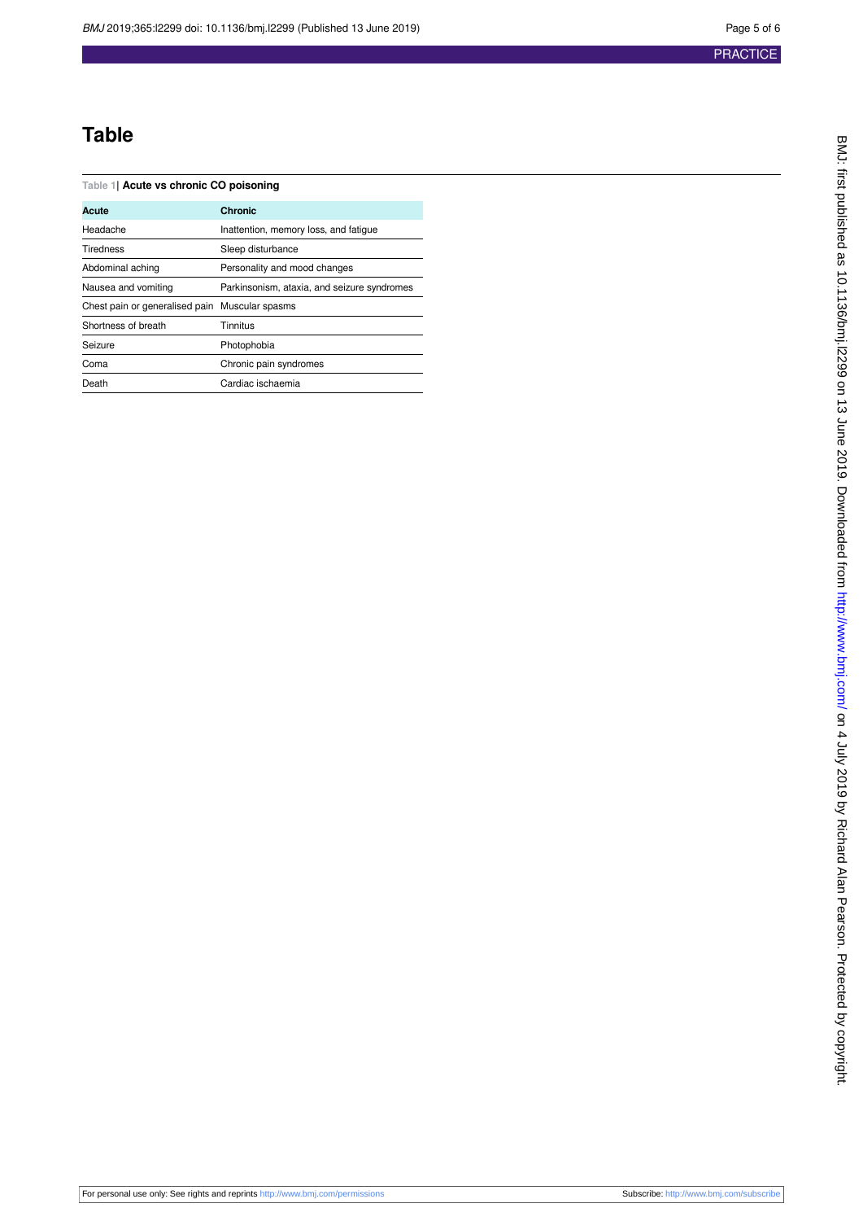# Table

**Table 1| Acute vs chronic CO poisoning**

| Acute | Chronic |
|---|---|
| Headache | Inattention, memory loss, and fatigue |
| Tiredness | Sleep disturbance |
| Abdominal aching | Personality and mood changes |
| Nausea and vomiting | Parkinsonism, ataxia, and seizure syndromes |
| Chest pain or generalised pain | Muscular spasms |
| Shortness of breath | Tinnitus |
| Seizure | Photophobia |
| Coma | Chronic pain syndromes |
| Death | Cardiac ischaemia |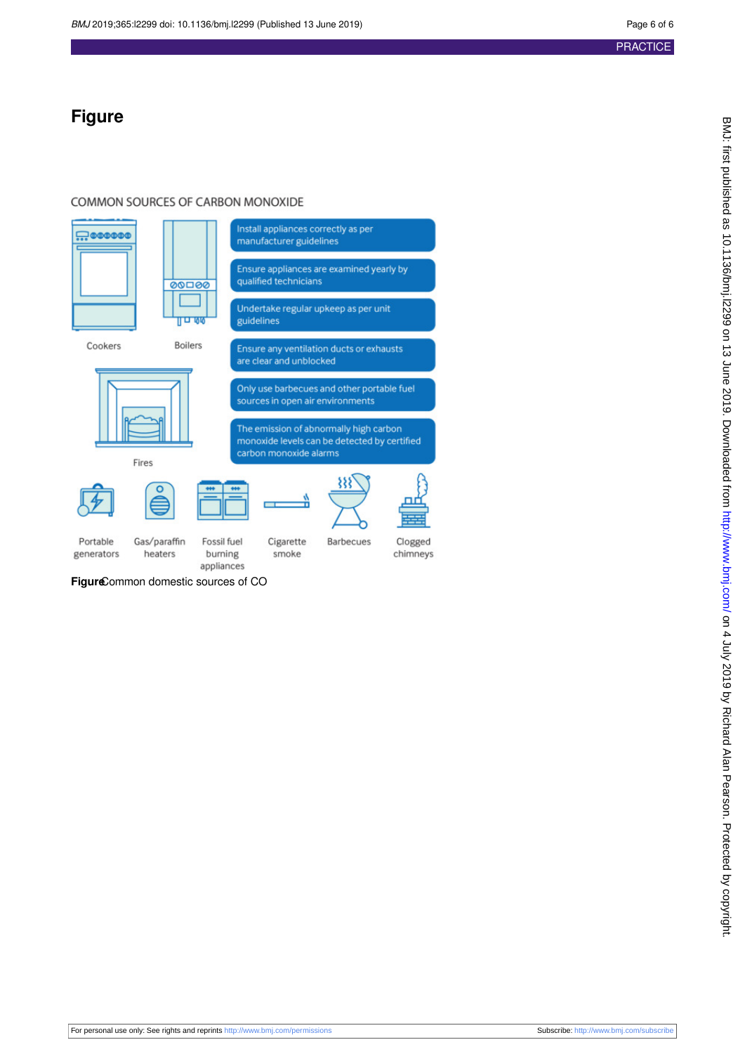# Figure

COMMON SOURCES OF CARBON MONOXIDE

Cookers

Boilers

Fires

Install appliances correctly as per manufacturer guidelines

Ensure appliances are examined yearly by qualified technicians

Undertake regular upkeep as per unit guidelines

Ensure any ventilation ducts or exhausts are clear and unblocked

Only use barbecues and other portable fuel sources in open air environments

The emission of abnormally high carbon monoxide levels can be detected by certified carbon monoxide alarms

Portable generators

Gas/paraffin heaters

Fossil fuel burning appliances

Cigarette smoke

Barbecues

Clogged chimneys

**Figure** Common domestic sources of CO